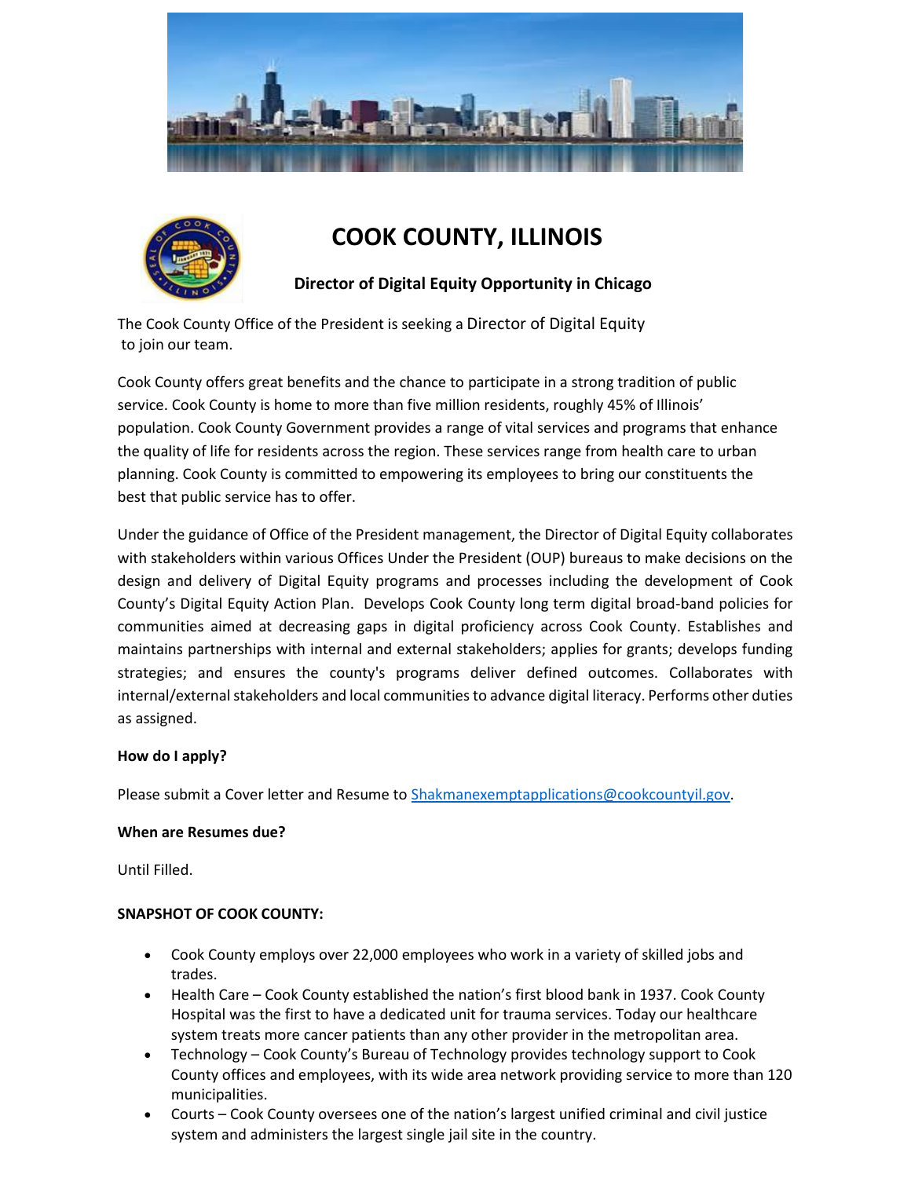# COOK COUNTY, ILLINOIS

### Director of Digital Equity Opportunity in Chicago

The Cook County Office of the President is seeking a Director of Digital Equity to join our team.

Cook County offers great benefits and the chance to participate in a strong tradition of public service. Cook County is home to more than five million residents, roughly 45% of Illinois' population. Cook County Government provides a range of vital services and programs that enhance the quality of life for residents across the region. These services range from health care to urban planning. Cook County is committed to empowering its employees to bring our constituents the best that public service has to offer.

Under the guidance of Office of the President management, the Director of Digital Equity collaborates with stakeholders within various Offices Under the President (OUP) bureaus to make decisions on the design and delivery of Digital Equity programs and processes including the development of Cook County's Digital Equity Action Plan. Develops Cook County long term digital broad-band policies for communities aimed at decreasing gaps in digital proficiency across Cook County. Establishes and maintains partnerships with internal and external stakeholders; applies for grants; develops funding strategies; and ensures the county's programs deliver defined outcomes. Collaborates with internal/external stakeholders and local communities to advance digital literacy. Performs other duties as assigned.

**How do I apply?**

Please submit a Cover letter and Resume to Shakmanexemptapplications@cookcountyil.gov.

**When are Resumes due?**

Until Filled.

**SNAPSHOT OF COOK COUNTY:**

- Cook County employs over 22,000 employees who work in a variety of skilled jobs and trades.
- Health Care – Cook County established the nation's first blood bank in 1937. Cook County Hospital was the first to have a dedicated unit for trauma services. Today our healthcare system treats more cancer patients than any other provider in the metropolitan area.
- Technology – Cook County's Bureau of Technology provides technology support to Cook County offices and employees, with its wide area network providing service to more than 120 municipalities.
- Courts – Cook County oversees one of the nation's largest unified criminal and civil justice system and administers the largest single jail site in the country.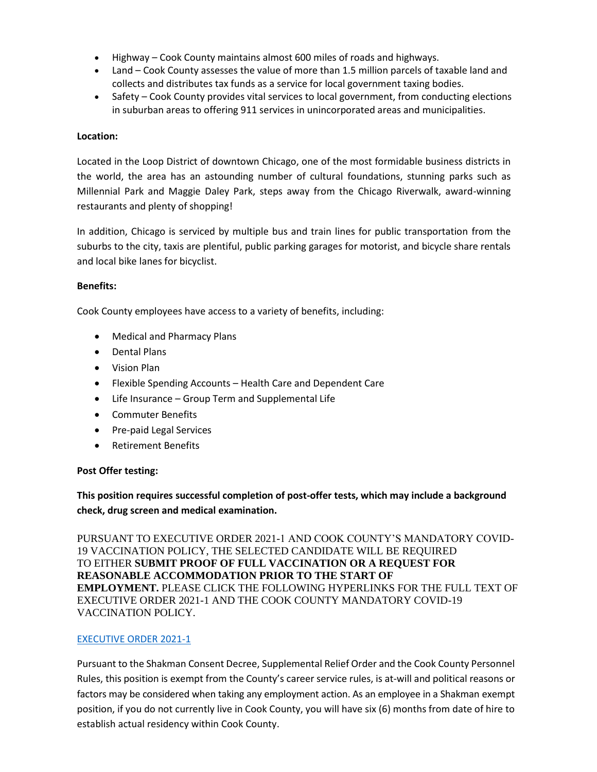- Highway – Cook County maintains almost 600 miles of roads and highways.
- Land – Cook County assesses the value of more than 1.5 million parcels of taxable land and collects and distributes tax funds as a service for local government taxing bodies.
- Safety – Cook County provides vital services to local government, from conducting elections in suburban areas to offering 911 services in unincorporated areas and municipalities.

**Location:**

Located in the Loop District of downtown Chicago, one of the most formidable business districts in the world, the area has an astounding number of cultural foundations, stunning parks such as Millennial Park and Maggie Daley Park, steps away from the Chicago Riverwalk, award-winning restaurants and plenty of shopping!

In addition, Chicago is serviced by multiple bus and train lines for public transportation from the suburbs to the city, taxis are plentiful, public parking garages for motorist, and bicycle share rentals and local bike lanes for bicyclist.

**Benefits:**

Cook County employees have access to a variety of benefits, including:

- Medical and Pharmacy Plans
- Dental Plans
- Vision Plan
- Flexible Spending Accounts – Health Care and Dependent Care
- Life Insurance – Group Term and Supplemental Life
- Commuter Benefits
- Pre-paid Legal Services
- Retirement Benefits

**Post Offer testing:**

**This position requires successful completion of post-offer tests, which may include a background check, drug screen and medical examination.**

PURSUANT TO EXECUTIVE ORDER 2021-1 AND COOK COUNTY'S MANDATORY COVID-19 VACCINATION POLICY, THE SELECTED CANDIDATE WILL BE REQUIRED TO EITHER **SUBMIT PROOF OF FULL VACCINATION OR A REQUEST FOR REASONABLE ACCOMMODATION PRIOR TO THE START OF EMPLOYMENT.** PLEASE CLICK THE FOLLOWING HYPERLINKS FOR THE FULL TEXT OF EXECUTIVE ORDER 2021-1 AND THE COOK COUNTY MANDATORY COVID-19 VACCINATION POLICY.

EXECUTIVE ORDER 2021-1

Pursuant to the Shakman Consent Decree, Supplemental Relief Order and the Cook County Personnel Rules, this position is exempt from the County's career service rules, is at-will and political reasons or factors may be considered when taking any employment action. As an employee in a Shakman exempt position, if you do not currently live in Cook County, you will have six (6) months from date of hire to establish actual residency within Cook County.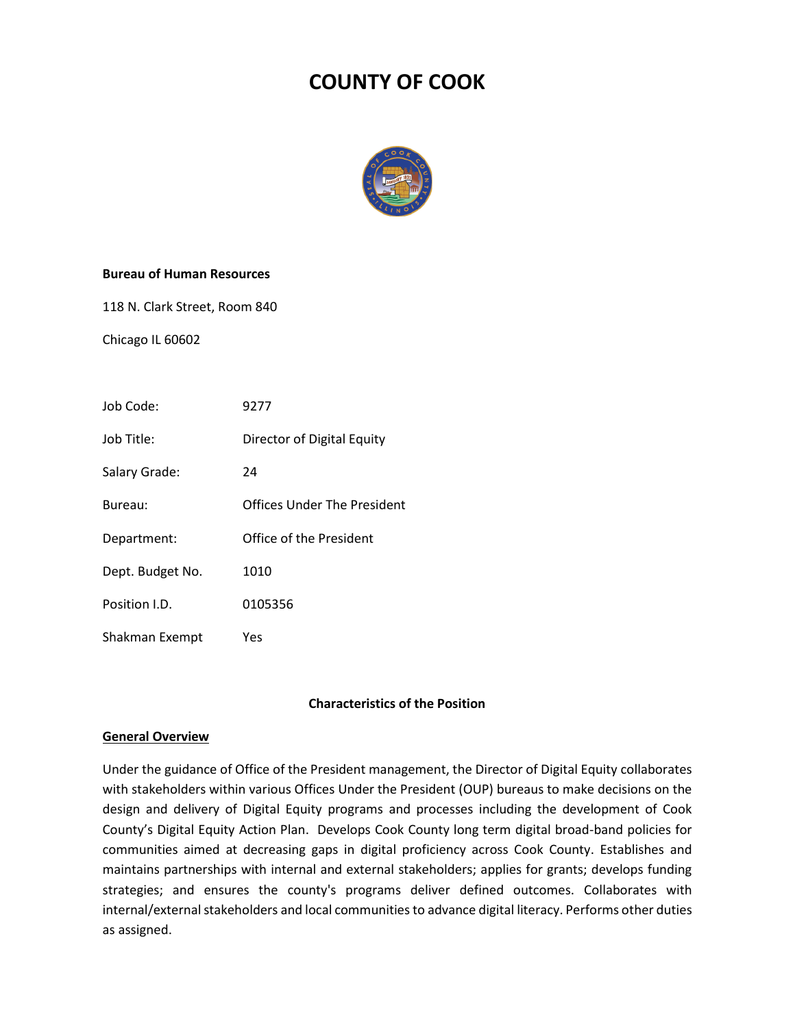# COUNTY OF COOK

**Bureau of Human Resources**

118 N. Clark Street, Room 840

Chicago IL 60602

| | |
|---|---|
| Job Code: | 9277 |
| Job Title: | Director of Digital Equity |
| Salary Grade: | 24 |
| Bureau: | Offices Under The President |
| Department: | Office of the President |
| Dept. Budget No. | 1010 |
| Position I.D. | 0105356 |
| Shakman Exempt | Yes |

## Characteristics of the Position

### General Overview

Under the guidance of Office of the President management, the Director of Digital Equity collaborates with stakeholders within various Offices Under the President (OUP) bureaus to make decisions on the design and delivery of Digital Equity programs and processes including the development of Cook County's Digital Equity Action Plan. Develops Cook County long term digital broad-band policies for communities aimed at decreasing gaps in digital proficiency across Cook County. Establishes and maintains partnerships with internal and external stakeholders; applies for grants; develops funding strategies; and ensures the county's programs deliver defined outcomes. Collaborates with internal/external stakeholders and local communities to advance digital literacy. Performs other duties as assigned.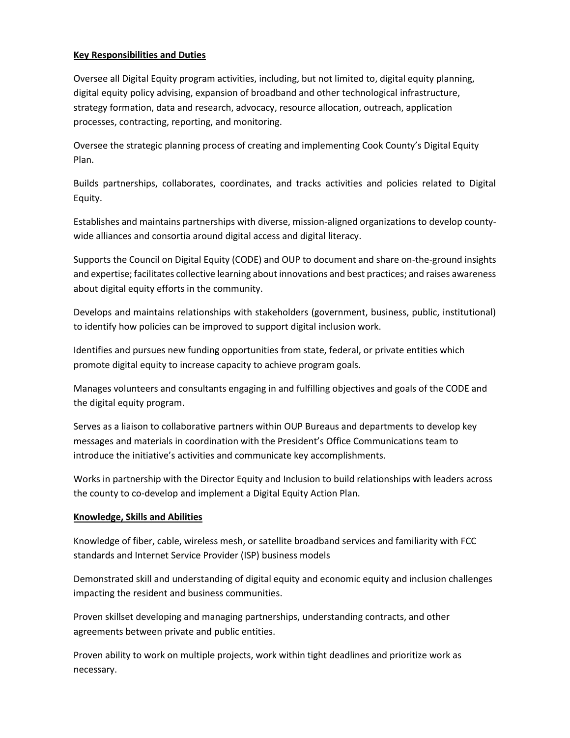**Key Responsibilities and Duties**

Oversee all Digital Equity program activities, including, but not limited to, digital equity planning, digital equity policy advising, expansion of broadband and other technological infrastructure, strategy formation, data and research, advocacy, resource allocation, outreach, application processes, contracting, reporting, and monitoring.

Oversee the strategic planning process of creating and implementing Cook County's Digital Equity Plan.

Builds partnerships, collaborates, coordinates, and tracks activities and policies related to Digital Equity.

Establishes and maintains partnerships with diverse, mission-aligned organizations to develop county-wide alliances and consortia around digital access and digital literacy.

Supports the Council on Digital Equity (CODE) and OUP to document and share on-the-ground insights and expertise; facilitates collective learning about innovations and best practices; and raises awareness about digital equity efforts in the community.

Develops and maintains relationships with stakeholders (government, business, public, institutional) to identify how policies can be improved to support digital inclusion work.

Identifies and pursues new funding opportunities from state, federal, or private entities which promote digital equity to increase capacity to achieve program goals.

Manages volunteers and consultants engaging in and fulfilling objectives and goals of the CODE and the digital equity program.

Serves as a liaison to collaborative partners within OUP Bureaus and departments to develop key messages and materials in coordination with the President's Office Communications team to introduce the initiative's activities and communicate key accomplishments.

Works in partnership with the Director Equity and Inclusion to build relationships with leaders across the county to co-develop and implement a Digital Equity Action Plan.

**Knowledge, Skills and Abilities**

Knowledge of fiber, cable, wireless mesh, or satellite broadband services and familiarity with FCC standards and Internet Service Provider (ISP) business models

Demonstrated skill and understanding of digital equity and economic equity and inclusion challenges impacting the resident and business communities.

Proven skillset developing and managing partnerships, understanding contracts, and other agreements between private and public entities.

Proven ability to work on multiple projects, work within tight deadlines and prioritize work as necessary.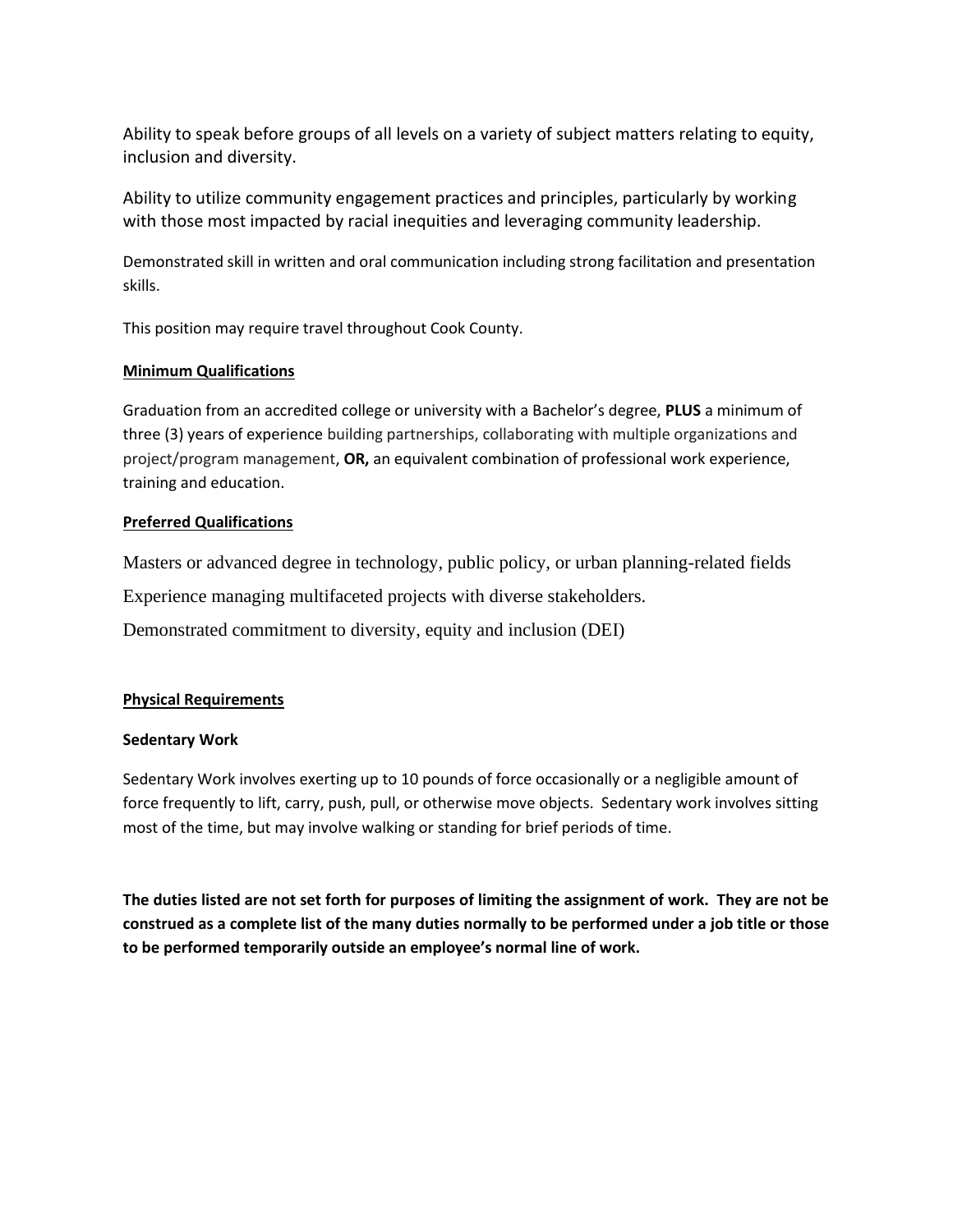Ability to speak before groups of all levels on a variety of subject matters relating to equity, inclusion and diversity.

Ability to utilize community engagement practices and principles, particularly by working with those most impacted by racial inequities and leveraging community leadership.

Demonstrated skill in written and oral communication including strong facilitation and presentation skills.

This position may require travel throughout Cook County.

**Minimum Qualifications**

Graduation from an accredited college or university with a Bachelor's degree, **PLUS** a minimum of three (3) years of experience building partnerships, collaborating with multiple organizations and project/program management, **OR,** an equivalent combination of professional work experience, training and education.

**Preferred Qualifications**

Masters or advanced degree in technology, public policy, or urban planning-related fields

Experience managing multifaceted projects with diverse stakeholders.

Demonstrated commitment to diversity, equity and inclusion (DEI)

**Physical Requirements**

**Sedentary Work**

Sedentary Work involves exerting up to 10 pounds of force occasionally or a negligible amount of force frequently to lift, carry, push, pull, or otherwise move objects. Sedentary work involves sitting most of the time, but may involve walking or standing for brief periods of time.

**The duties listed are not set forth for purposes of limiting the assignment of work. They are not be construed as a complete list of the many duties normally to be performed under a job title or those to be performed temporarily outside an employee's normal line of work.**